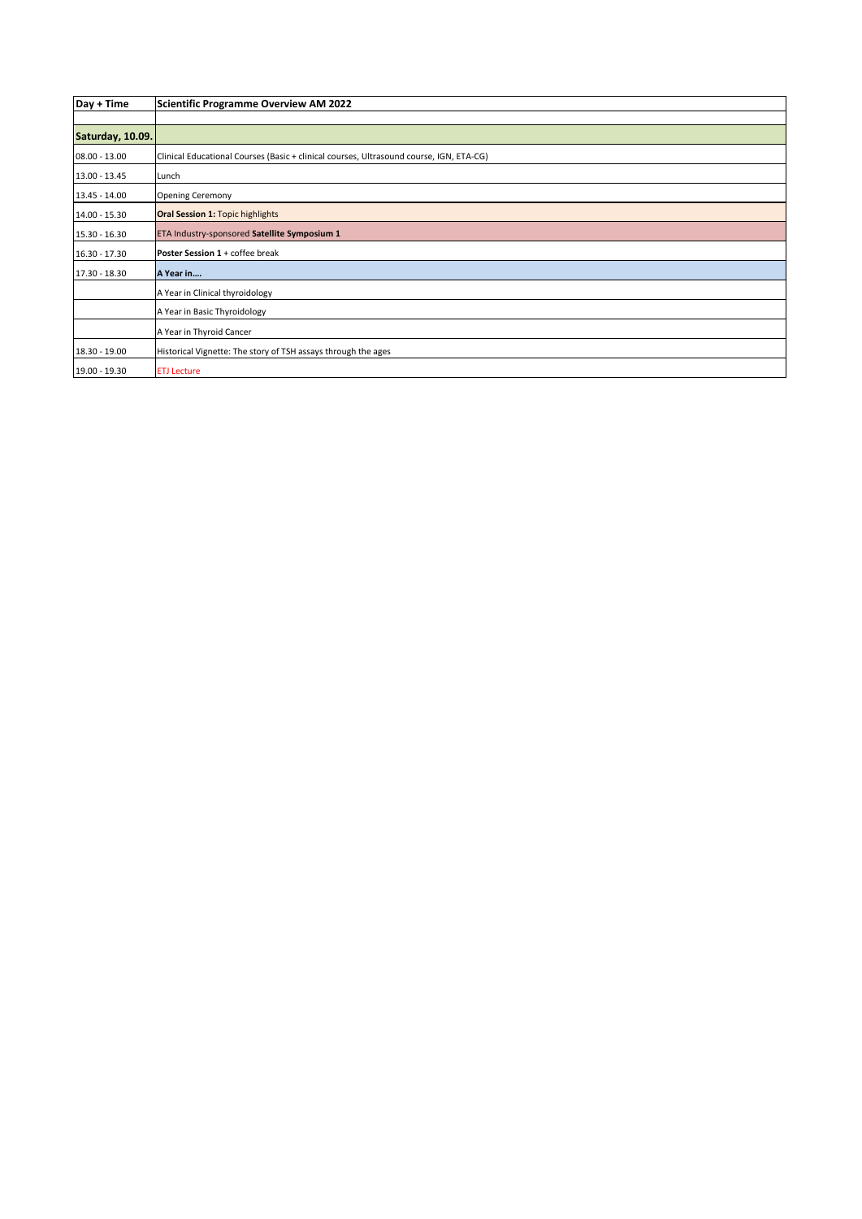| Day + Time | Scientific Programme Overview AM 2022 |
|---|---|
| | |
| **Saturday, 10.09.** | |
| 08.00 - 13.00 | Clinical Educational Courses (Basic + clinical courses, Ultrasound course, IGN, ETA-CG) |
| 13.00 - 13.45 | Lunch |
| 13.45 - 14.00 | Opening Ceremony |
| 14.00 - 15.30 | **Oral Session 1:** Topic highlights |
| 15.30 - 16.30 | ETA Industry-sponsored **Satellite Symposium 1** |
| 16.30 - 17.30 | **Poster Session 1** + coffee break |
| 17.30 - 18.30 | **A Year in….** |
| | A Year in Clinical thyroidology |
| | A Year in Basic Thyroidology |
| | A Year in Thyroid Cancer |
| 18.30 - 19.00 | Historical Vignette: The story of TSH assays through the ages |
| 19.00 - 19.30 | ETJ Lecture |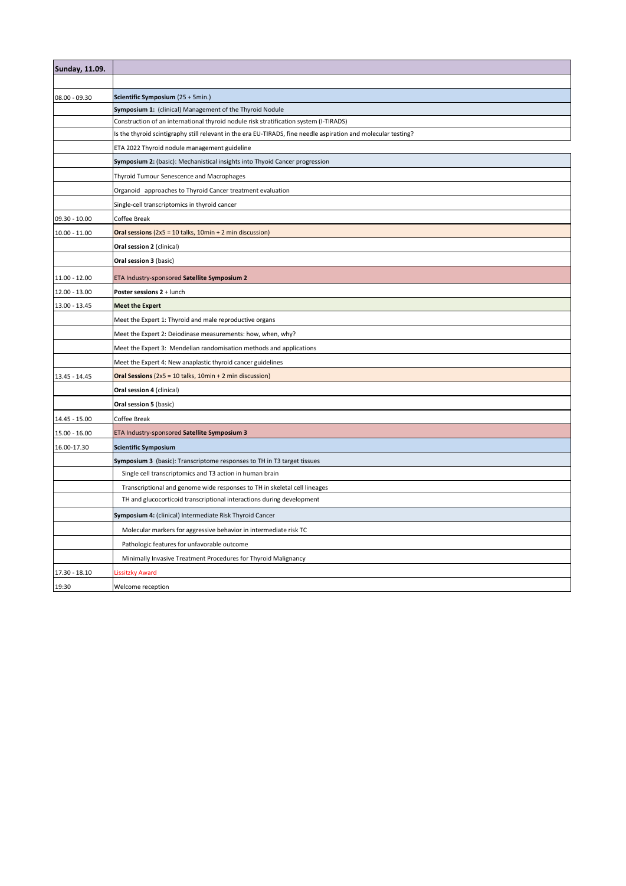| Sunday, 11.09. | |
|---|---|
| | |
| 08.00 - 09.30 | **Scientific Symposium** (25 + 5min.) |
| | **Symposium 1:** (clinical) Management of the Thyroid Nodule |
| | Construction of an international thyroid nodule risk stratification system (I-TIRADS) |
| | Is the thyroid scintigraphy still relevant in the era EU-TIRADS, fine needle aspiration and molecular testing? |
| | ETA 2022 Thyroid nodule management guideline |
| | **Symposium 2:** (basic): Mechanistical insights into Thyoid Cancer progression |
| | Thyroid Tumour Senescence and Macrophages |
| | Organoid approaches to Thyroid Cancer treatment evaluation |
| | Single-cell transcriptomics in thyroid cancer |
| 09.30 - 10.00 | Coffee Break |
| 10.00 - 11.00 | **Oral sessions** (2x5 = 10 talks, 10min + 2 min discussion) |
| | **Oral session 2** (clinical) |
| | **Oral session 3** (basic) |
| 11.00 - 12.00 | ETA Industry-sponsored **Satellite Symposium 2** |
| 12.00 - 13.00 | **Poster sessions 2** + lunch |
| 13.00 - 13.45 | **Meet the Expert** |
| | Meet the Expert 1: Thyroid and male reproductive organs |
| | Meet the Expert 2: Deiodinase measurements: how, when, why? |
| | Meet the Expert 3: Mendelian randomisation methods and applications |
| | Meet the Expert 4: New anaplastic thyroid cancer guidelines |
| 13.45 - 14.45 | **Oral Sessions** (2x5 = 10 talks, 10min + 2 min discussion) |
| | **Oral session 4** (clinical) |
| | **Oral session 5** (basic) |
| 14.45 - 15.00 | Coffee Break |
| 15.00 - 16.00 | ETA Industry-sponsored **Satellite Symposium 3** |
| 16.00-17.30 | **Scientific Symposium** |
| | **Symposium 3** (basic): Transcriptome responses to TH in T3 target tissues |
| | Single cell transcriptomics and T3 action in human brain |
| | Transcriptional and genome wide responses to TH in skeletal cell lineages |
| | TH and glucocorticoid transcriptional interactions during development |
| | **Symposium 4:** (clinical) Intermediate Risk Thyroid Cancer |
| | Molecular markers for aggressive behavior in intermediate risk TC |
| | Pathologic features for unfavorable outcome |
| | Minimally Invasive Treatment Procedures for Thyroid Malignancy |
| 17.30 - 18.10 | Lissitzky Award |
| 19:30 | Welcome reception |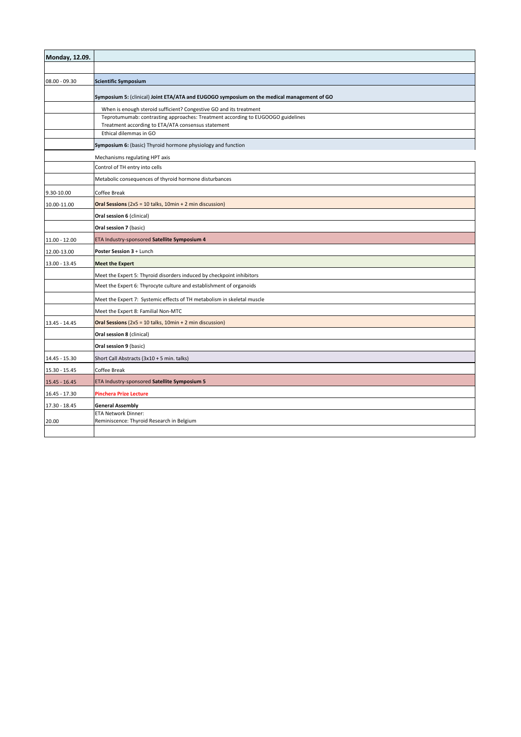| Monday, 12.09. | |
|---|---|
| | |
| 08.00 - 09.30 | **Scientific Symposium** |
| | **Symposium 5:** (clinical) **Joint ETA/ATA and EUGOGO symposium on the medical management of GO** |
| | When is enough steroid sufficient? Congestive GO and its treatment |
| | Teprotumumab: contrasting approaches: Treatment according to EUGOOGO guidelines<br>Treatment according to ETA/ATA consensus statement |
| | Ethical dilemmas in GO |
| | **Symposium 6:** (basic) Thyroid hormone physiology and function |
| | Mechanisms regulating HPT axis |
| | Control of TH entry into cells |
| | Metabolic consequences of thyroid hormone disturbances |
| 9.30-10.00 | Coffee Break |
| 10.00-11.00 | **Oral Sessions** (2x5 = 10 talks, 10min + 2 min discussion) |
| | **Oral session 6** (clinical) |
| | **Oral session 7** (basic) |
| 11.00 - 12.00 | ETA Industry-sponsored **Satellite Symposium 4** |
| 12.00-13.00 | **Poster Session 3** + Lunch |
| 13.00 - 13.45 | **Meet the Expert** |
| | Meet the Expert 5: Thyroid disorders induced by checkpoint inhibitors |
| | Meet the Expert 6: Thyrocyte culture and establishment of organoids |
| | Meet the Expert 7: Systemic effects of TH metabolism in skeletal muscle |
| | Meet the Expert 8: Familial Non-MTC |
| 13.45 - 14.45 | **Oral Sessions** (2x5 = 10 talks, 10min + 2 min discussion) |
| | **Oral session 8** (clinical) |
| | **Oral session 9** (basic) |
| 14.45 - 15.30 | Short Call Abstracts (3x10 + 5 min. talks) |
| 15.30 - 15.45 | Coffee Break |
| 15.45 - 16.45 | ETA Industry-sponsored **Satellite Symposium 5** |
| 16.45 - 17.30 | **Pinchera Prize Lecture** |
| 17.30 - 18.45 | **General Assembly** |
| 20.00 | ETA Network Dinner:<br>Reminiscence: Thyroid Research in Belgium |
| | |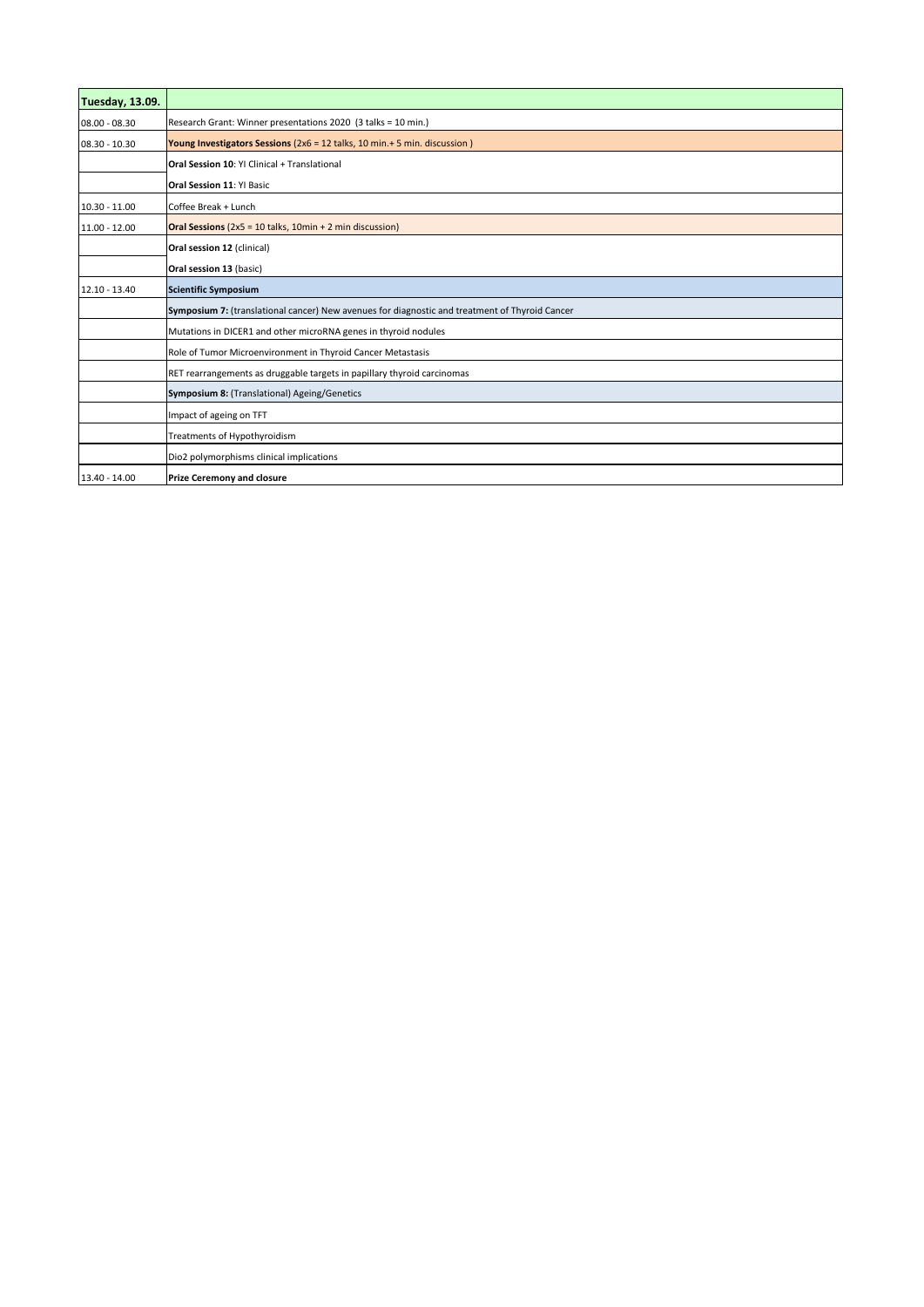| **Tuesday, 13.09.** | |
|---|---|
| 08.00 - 08.30 | Research Grant: Winner presentations 2020 (3 talks = 10 min.) |
| 08.30 - 10.30 | **Young Investigators Sessions** (2x6 = 12 talks, 10 min.+ 5 min. discussion ) |
| | **Oral Session 10**: YI Clinical + Translational |
| | **Oral Session 11**: YI Basic |
| 10.30 - 11.00 | Coffee Break + Lunch |
| 11.00 - 12.00 | **Oral Sessions** (2x5 = 10 talks, 10min + 2 min discussion) |
| | **Oral session 12** (clinical) |
| | **Oral session 13** (basic) |
| 12.10 - 13.40 | **Scientific Symposium** |
| | **Symposium 7:** (translational cancer) New avenues for diagnostic and treatment of Thyroid Cancer |
| | Mutations in DICER1 and other microRNA genes in thyroid nodules |
| | Role of Tumor Microenvironment in Thyroid Cancer Metastasis |
| | RET rearrangements as druggable targets in papillary thyroid carcinomas |
| | **Symposium 8:** (Translational) Ageing/Genetics |
| | Impact of ageing on TFT |
| | Treatments of Hypothyroidism |
| | Dio2 polymorphisms clinical implications |
| 13.40 - 14.00 | **Prize Ceremony and closure** |